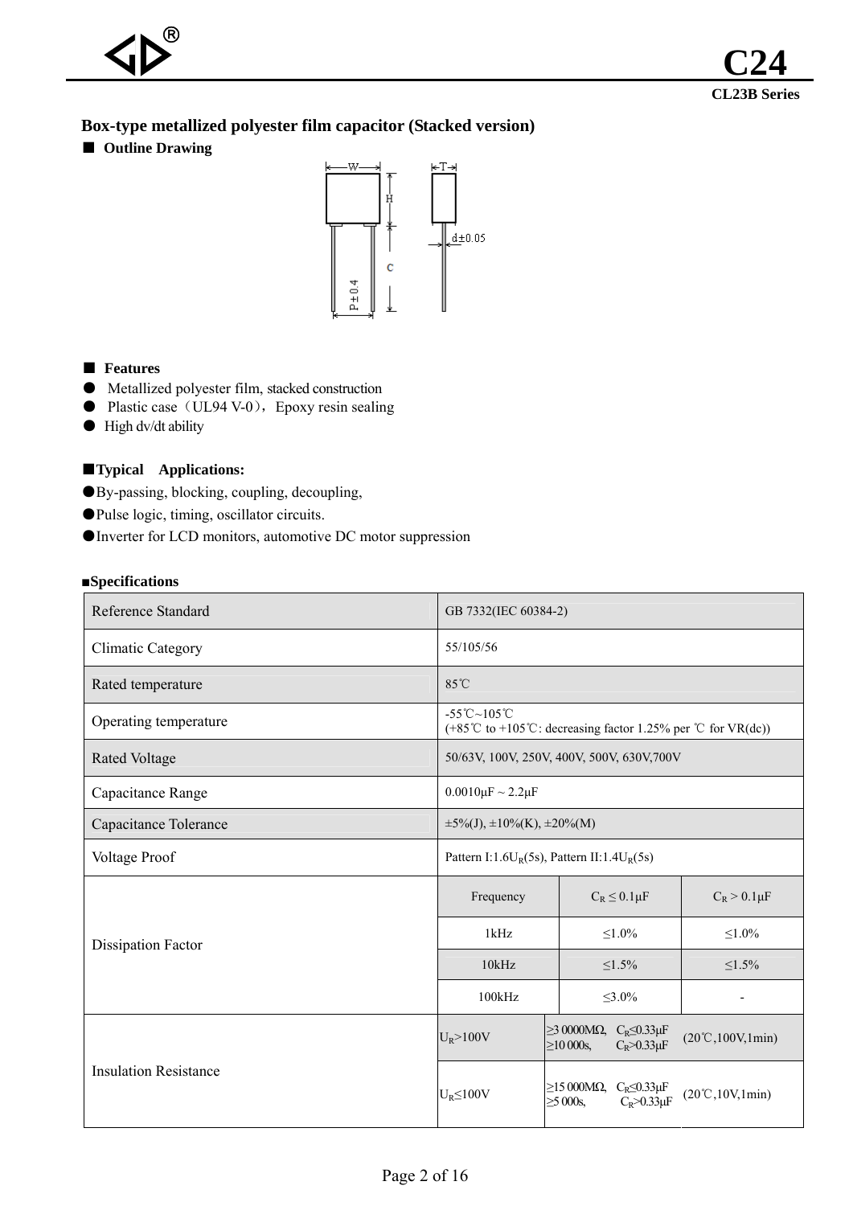## Box-type metallized polyester film capacitor (Stacked version)

### ■ Outline Drawing

### ■ Features

- Metallized polyester film, stacked construction
- Plastic case（UL94 V-0），Epoxy resin sealing
- High dv/dt ability

### ■ Typical Applications:

- By-passing, blocking, coupling, decoupling,
- Pulse logic, timing, oscillator circuits.
- Inverter for LCD monitors, automotive DC motor suppression

### ■ Specifications

| Reference Standard | GB 7332(IEC 60384-2) | | |
|---|---|---|---|
| Climatic Category | 55/105/56 | | |
| Rated temperature | 85℃ | | |
| Operating temperature | -55℃~105℃ (+85℃ to +105℃: decreasing factor 1.25% per ℃ for VR(dc)) | | |
| Rated Voltage | 50/63V, 100V, 250V, 400V, 500V, 630V,700V | | |
| Capacitance Range | 0.0010μF ~ 2.2μF | | |
| Capacitance Tolerance | ±5%(J), ±10%(K), ±20%(M) | | |
| Voltage Proof | Pattern I:1.6$U_R$(5s), Pattern II:1.4$U_R$(5s) | | |
| Dissipation Factor | Frequency | $C_R \le 0.1\mu F$ | $C_R > 0.1\mu F$ |
| | 1kHz | ≤1.0% | ≤1.0% |
| | 10kHz | ≤1.5% | ≤1.5% |
| | 100kHz | ≤3.0% | - |
| Insulation Resistance | $U_R$>100V | ≥3 0000MΩ, $C_R$≤0.33μF; ≥10 000s, $C_R$>0.33μF | (20℃,100V,1min) |
| | $U_R$≤100V | ≥15 000MΩ, $C_R$≤0.33μF; ≥5 000s, $C_R$>0.33μF | (20℃,10V,1min) |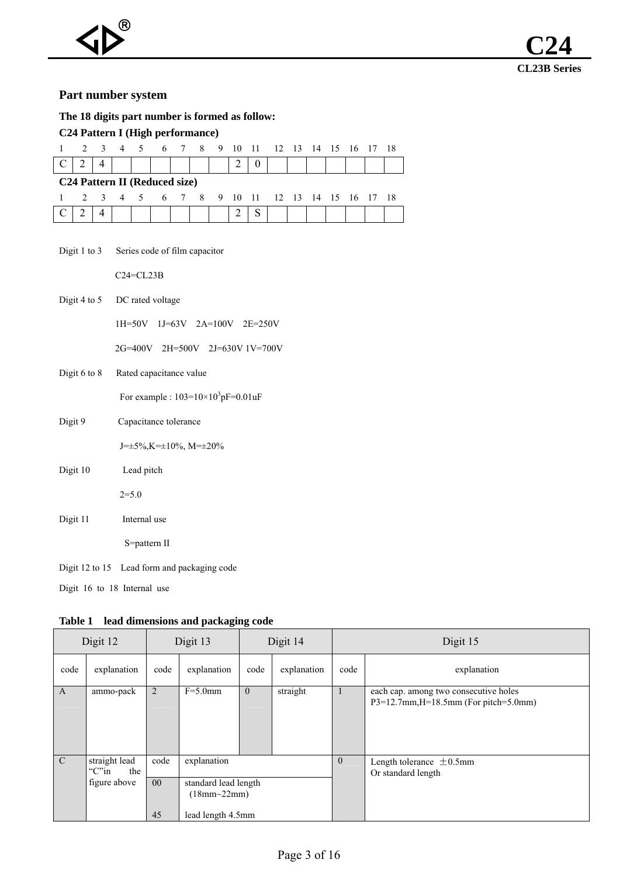## Part number system

**The 18 digits part number is formed as follow:**

**C24 Pattern I (High performance)**

| 1 | 2 | 3 | 4 | 5 | 6 | 7 | 8 | 9 | 10 | 11 | 12 | 13 | 14 | 15 | 16 | 17 | 18 |
|---|---|---|---|---|---|---|---|---|---|---|---|---|---|---|---|---|---|
| C | 2 | 4 | | | | | | | 2 | 0 | | | | | | | |

**C24 Pattern II (Reduced size)**

| 1 | 2 | 3 | 4 | 5 | 6 | 7 | 8 | 9 | 10 | 11 | 12 | 13 | 14 | 15 | 16 | 17 | 18 |
|---|---|---|---|---|---|---|---|---|---|---|---|---|---|---|---|---|---|
| C | 2 | 4 | | | | | | | 2 | S | | | | | | | |

Digit 1 to 3 Series code of film capacitor

C24=CL23B

Digit 4 to 5 DC rated voltage

1H=50V 1J=63V 2A=100V 2E=250V

2G=400V 2H=500V 2J=630V 1V=700V

Digit 6 to 8 Rated capacitance value

For example : 103=10×$10^3$pF=0.01uF

Digit 9 Capacitance tolerance

J=±5%,K=±10%, M=±20%

Digit 10 Lead pitch

2=5.0

Digit 11 Internal use

S=pattern II

Digit 12 to 15 Lead form and packaging code

Digit 16 to 18 Internal use

**Table 1 lead dimensions and packaging code**

| Digit 12 | | Digit 13 | | Digit 14 | | Digit 15 | |
|---|---|---|---|---|---|---|---|
| code | explanation | code | explanation | code | explanation | code | explanation |
| A | ammo-pack | 2 | F=5.0mm | 0 | straight | 1 | each cap. among two consecutive holes P3=12.7mm,H=18.5mm (For pitch=5.0mm) |
| C | straight lead "C"in the figure above | code | explanation | | | 0 | Length tolerance ±0.5mm Or standard length |
| | | 00 | standard lead length (18mm~22mm) | | | | |
| | | 45 | lead length 4.5mm | | | | |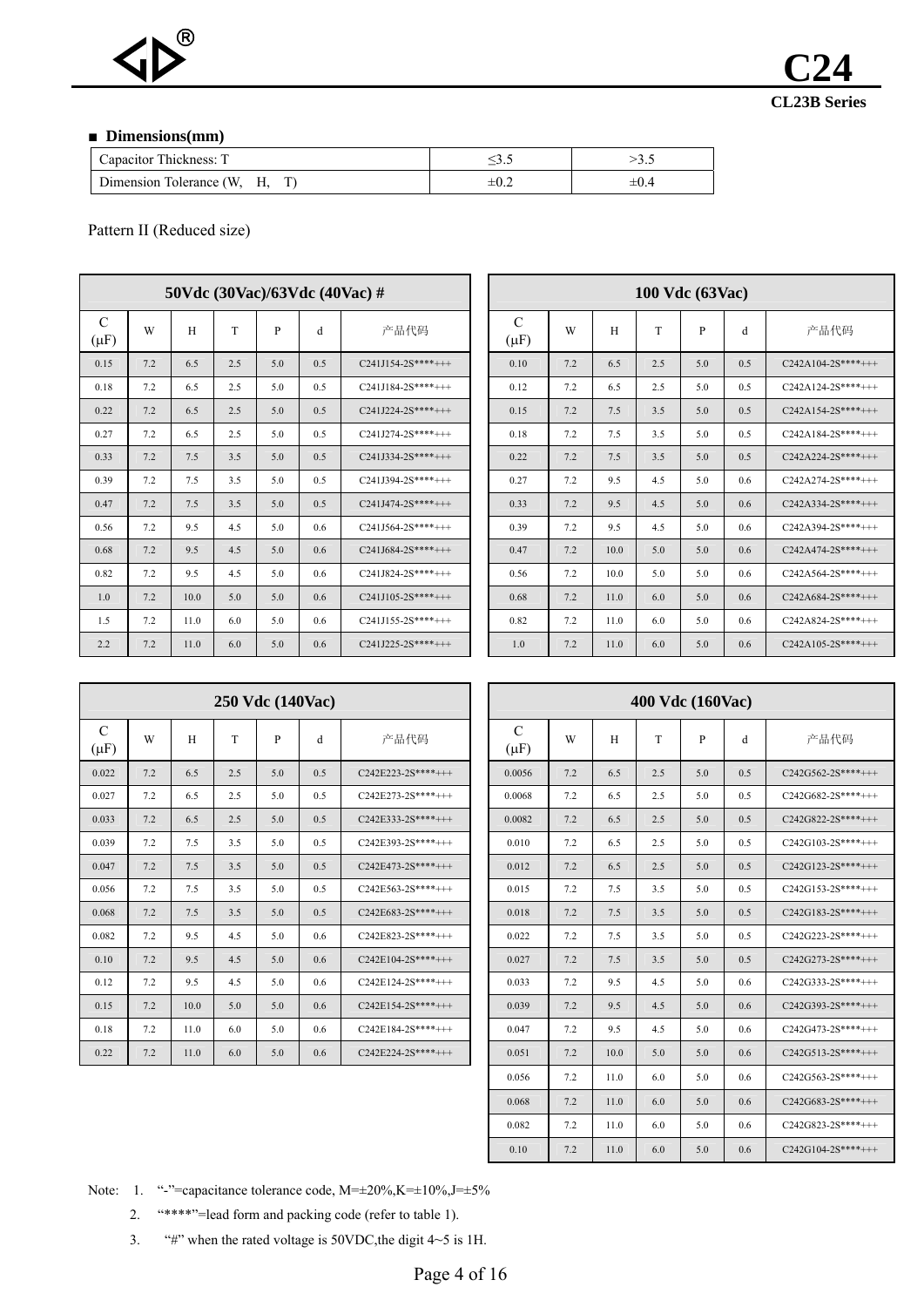## ■ Dimensions(mm)

| Capacitor Thickness: T | ≤3.5 | >3.5 |
|---|---|---|
| Dimension Tolerance (W, H, T) | ±0.2 | ±0.4 |

Pattern II (Reduced size)

| 50Vdc (30Vac)/63Vdc (40Vac) # | | | | | | |
|---|---|---|---|---|---|---|
| C (μF) | W | H | T | P | d | 产品代码 |
| 0.15 | 7.2 | 6.5 | 2.5 | 5.0 | 0.5 | C241J154-2S****+++ |
| 0.18 | 7.2 | 6.5 | 2.5 | 5.0 | 0.5 | C241J184-2S****+++ |
| 0.22 | 7.2 | 6.5 | 2.5 | 5.0 | 0.5 | C241J224-2S****+++ |
| 0.27 | 7.2 | 6.5 | 2.5 | 5.0 | 0.5 | C241J274-2S****+++ |
| 0.33 | 7.2 | 7.5 | 3.5 | 5.0 | 0.5 | C241J334-2S****+++ |
| 0.39 | 7.2 | 7.5 | 3.5 | 5.0 | 0.5 | C241J394-2S****+++ |
| 0.47 | 7.2 | 7.5 | 3.5 | 5.0 | 0.5 | C241J474-2S****+++ |
| 0.56 | 7.2 | 9.5 | 4.5 | 5.0 | 0.6 | C241J564-2S****+++ |
| 0.68 | 7.2 | 9.5 | 4.5 | 5.0 | 0.6 | C241J684-2S****+++ |
| 0.82 | 7.2 | 9.5 | 4.5 | 5.0 | 0.6 | C241J824-2S****+++ |
| 1.0 | 7.2 | 10.0 | 5.0 | 5.0 | 0.6 | C241J105-2S****+++ |
| 1.5 | 7.2 | 11.0 | 6.0 | 5.0 | 0.6 | C241J155-2S****+++ |
| 2.2 | 7.2 | 11.0 | 6.0 | 5.0 | 0.6 | C241J225-2S****+++ |

| 100 Vdc (63Vac) | | | | | | |
|---|---|---|---|---|---|---|
| C (μF) | W | H | T | P | d | 产品代码 |
| 0.10 | 7.2 | 6.5 | 2.5 | 5.0 | 0.5 | C242A104-2S****+++ |
| 0.12 | 7.2 | 6.5 | 2.5 | 5.0 | 0.5 | C242A124-2S****+++ |
| 0.15 | 7.2 | 7.5 | 3.5 | 5.0 | 0.5 | C242A154-2S****+++ |
| 0.18 | 7.2 | 7.5 | 3.5 | 5.0 | 0.5 | C242A184-2S****+++ |
| 0.22 | 7.2 | 7.5 | 3.5 | 5.0 | 0.5 | C242A224-2S****+++ |
| 0.27 | 7.2 | 9.5 | 4.5 | 5.0 | 0.6 | C242A274-2S****+++ |
| 0.33 | 7.2 | 9.5 | 4.5 | 5.0 | 0.6 | C242A334-2S****+++ |
| 0.39 | 7.2 | 9.5 | 4.5 | 5.0 | 0.6 | C242A394-2S****+++ |
| 0.47 | 7.2 | 10.0 | 5.0 | 5.0 | 0.6 | C242A474-2S****+++ |
| 0.56 | 7.2 | 10.0 | 5.0 | 5.0 | 0.6 | C242A564-2S****+++ |
| 0.68 | 7.2 | 11.0 | 6.0 | 5.0 | 0.6 | C242A684-2S****+++ |
| 0.82 | 7.2 | 11.0 | 6.0 | 5.0 | 0.6 | C242A824-2S****+++ |
| 1.0 | 7.2 | 11.0 | 6.0 | 5.0 | 0.6 | C242A105-2S****+++ |

| 250 Vdc (140Vac) | | | | | | |
|---|---|---|---|---|---|---|
| C (μF) | W | H | T | P | d | 产品代码 |
| 0.022 | 7.2 | 6.5 | 2.5 | 5.0 | 0.5 | C242E223-2S****+++ |
| 0.027 | 7.2 | 6.5 | 2.5 | 5.0 | 0.5 | C242E273-2S****+++ |
| 0.033 | 7.2 | 6.5 | 2.5 | 5.0 | 0.5 | C242E333-2S****+++ |
| 0.039 | 7.2 | 7.5 | 3.5 | 5.0 | 0.5 | C242E393-2S****+++ |
| 0.047 | 7.2 | 7.5 | 3.5 | 5.0 | 0.5 | C242E473-2S****+++ |
| 0.056 | 7.2 | 7.5 | 3.5 | 5.0 | 0.5 | C242E563-2S****+++ |
| 0.068 | 7.2 | 7.5 | 3.5 | 5.0 | 0.5 | C242E683-2S****+++ |
| 0.082 | 7.2 | 9.5 | 4.5 | 5.0 | 0.6 | C242E823-2S****+++ |
| 0.10 | 7.2 | 9.5 | 4.5 | 5.0 | 0.6 | C242E104-2S****+++ |
| 0.12 | 7.2 | 9.5 | 4.5 | 5.0 | 0.6 | C242E124-2S****+++ |
| 0.15 | 7.2 | 10.0 | 5.0 | 5.0 | 0.6 | C242E154-2S****+++ |
| 0.18 | 7.2 | 11.0 | 6.0 | 5.0 | 0.6 | C242E184-2S****+++ |
| 0.22 | 7.2 | 11.0 | 6.0 | 5.0 | 0.6 | C242E224-2S****+++ |

| 400 Vdc (160Vac) | | | | | | |
|---|---|---|---|---|---|---|
| C (μF) | W | H | T | P | d | 产品代码 |
| 0.0056 | 7.2 | 6.5 | 2.5 | 5.0 | 0.5 | C242G562-2S****+++ |
| 0.0068 | 7.2 | 6.5 | 2.5 | 5.0 | 0.5 | C242G682-2S****+++ |
| 0.0082 | 7.2 | 6.5 | 2.5 | 5.0 | 0.5 | C242G822-2S****+++ |
| 0.010 | 7.2 | 6.5 | 2.5 | 5.0 | 0.5 | C242G103-2S****+++ |
| 0.012 | 7.2 | 6.5 | 2.5 | 5.0 | 0.5 | C242G123-2S****+++ |
| 0.015 | 7.2 | 7.5 | 3.5 | 5.0 | 0.5 | C242G153-2S****+++ |
| 0.018 | 7.2 | 7.5 | 3.5 | 5.0 | 0.5 | C242G183-2S****+++ |
| 0.022 | 7.2 | 7.5 | 3.5 | 5.0 | 0.5 | C242G223-2S****+++ |
| 0.027 | 7.2 | 7.5 | 3.5 | 5.0 | 0.5 | C242G273-2S****+++ |
| 0.033 | 7.2 | 9.5 | 4.5 | 5.0 | 0.6 | C242G333-2S****+++ |
| 0.039 | 7.2 | 9.5 | 4.5 | 5.0 | 0.6 | C242G393-2S****+++ |
| 0.047 | 7.2 | 9.5 | 4.5 | 5.0 | 0.6 | C242G473-2S****+++ |
| 0.051 | 7.2 | 10.0 | 5.0 | 5.0 | 0.6 | C242G513-2S****+++ |
| 0.056 | 7.2 | 11.0 | 6.0 | 5.0 | 0.6 | C242G563-2S****+++ |
| 0.068 | 7.2 | 11.0 | 6.0 | 5.0 | 0.6 | C242G683-2S****+++ |
| 0.082 | 7.2 | 11.0 | 6.0 | 5.0 | 0.6 | C242G823-2S****+++ |
| 0.10 | 7.2 | 11.0 | 6.0 | 5.0 | 0.6 | C242G104-2S****+++ |

Note: 1. "-"=capacitance tolerance code, M=±20%,K=±10%,J=±5%

2. "****"=lead form and packing code (refer to table 1).

3. "#" when the rated voltage is 50VDC,the digit 4~5 is 1H.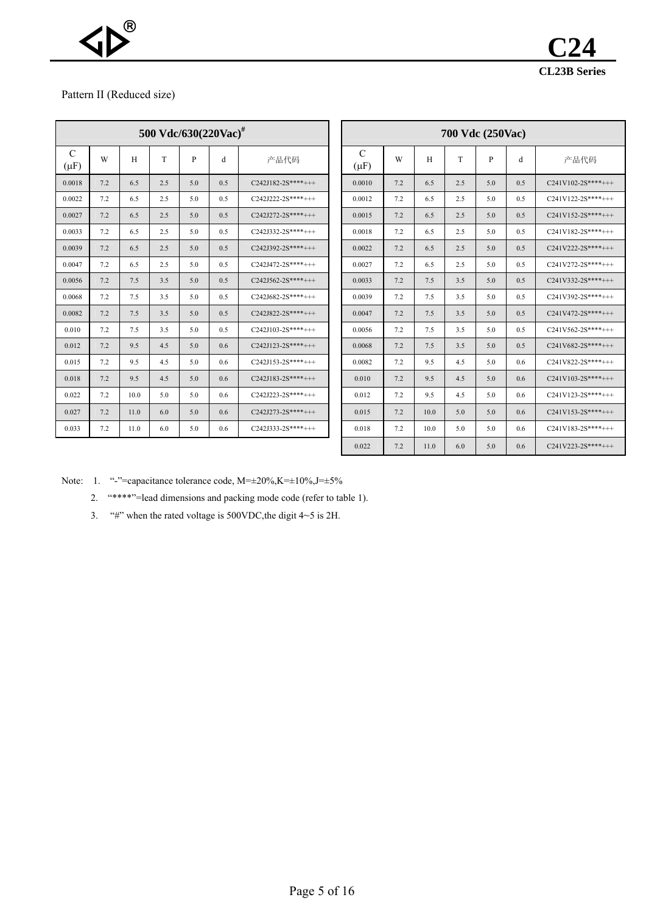Pattern II (Reduced size)

| 500 Vdc/630(220Vac)# | | | | | | |
|---|---|---|---|---|---|---|
| C (μF) | W | H | T | P | d | 产品代码 |
| 0.0018 | 7.2 | 6.5 | 2.5 | 5.0 | 0.5 | C242J182-2S****+++ |
| 0.0022 | 7.2 | 6.5 | 2.5 | 5.0 | 0.5 | C242J222-2S****+++ |
| 0.0027 | 7.2 | 6.5 | 2.5 | 5.0 | 0.5 | C242J272-2S****+++ |
| 0.0033 | 7.2 | 6.5 | 2.5 | 5.0 | 0.5 | C242J332-2S****+++ |
| 0.0039 | 7.2 | 6.5 | 2.5 | 5.0 | 0.5 | C242J392-2S****+++ |
| 0.0047 | 7.2 | 6.5 | 2.5 | 5.0 | 0.5 | C242J472-2S****+++ |
| 0.0056 | 7.2 | 7.5 | 3.5 | 5.0 | 0.5 | C242J562-2S****+++ |
| 0.0068 | 7.2 | 7.5 | 3.5 | 5.0 | 0.5 | C242J682-2S****+++ |
| 0.0082 | 7.2 | 7.5 | 3.5 | 5.0 | 0.5 | C242J822-2S****+++ |
| 0.010 | 7.2 | 7.5 | 3.5 | 5.0 | 0.5 | C242J103-2S****+++ |
| 0.012 | 7.2 | 9.5 | 4.5 | 5.0 | 0.6 | C242J123-2S****+++ |
| 0.015 | 7.2 | 9.5 | 4.5 | 5.0 | 0.6 | C242J153-2S****+++ |
| 0.018 | 7.2 | 9.5 | 4.5 | 5.0 | 0.6 | C242J183-2S****+++ |
| 0.022 | 7.2 | 10.0 | 5.0 | 5.0 | 0.6 | C242J223-2S****+++ |
| 0.027 | 7.2 | 11.0 | 6.0 | 5.0 | 0.6 | C242J273-2S****+++ |
| 0.033 | 7.2 | 11.0 | 6.0 | 5.0 | 0.6 | C242J333-2S****+++ |

| 700 Vdc (250Vac) | | | | | | |
|---|---|---|---|---|---|---|
| C (μF) | W | H | T | P | d | 产品代码 |
| 0.0010 | 7.2 | 6.5 | 2.5 | 5.0 | 0.5 | C241V102-2S****+++ |
| 0.0012 | 7.2 | 6.5 | 2.5 | 5.0 | 0.5 | C241V122-2S****+++ |
| 0.0015 | 7.2 | 6.5 | 2.5 | 5.0 | 0.5 | C241V152-2S****+++ |
| 0.0018 | 7.2 | 6.5 | 2.5 | 5.0 | 0.5 | C241V182-2S****+++ |
| 0.0022 | 7.2 | 6.5 | 2.5 | 5.0 | 0.5 | C241V222-2S****+++ |
| 0.0027 | 7.2 | 6.5 | 2.5 | 5.0 | 0.5 | C241V272-2S****+++ |
| 0.0033 | 7.2 | 7.5 | 3.5 | 5.0 | 0.5 | C241V332-2S****+++ |
| 0.0039 | 7.2 | 7.5 | 3.5 | 5.0 | 0.5 | C241V392-2S****+++ |
| 0.0047 | 7.2 | 7.5 | 3.5 | 5.0 | 0.5 | C241V472-2S****+++ |
| 0.0056 | 7.2 | 7.5 | 3.5 | 5.0 | 0.5 | C241V562-2S****+++ |
| 0.0068 | 7.2 | 7.5 | 3.5 | 5.0 | 0.5 | C241V682-2S****+++ |
| 0.0082 | 7.2 | 9.5 | 4.5 | 5.0 | 0.6 | C241V822-2S****+++ |
| 0.010 | 7.2 | 9.5 | 4.5 | 5.0 | 0.6 | C241V103-2S****+++ |
| 0.012 | 7.2 | 9.5 | 4.5 | 5.0 | 0.6 | C241V123-2S****+++ |
| 0.015 | 7.2 | 10.0 | 5.0 | 5.0 | 0.6 | C241V153-2S****+++ |
| 0.018 | 7.2 | 10.0 | 5.0 | 5.0 | 0.6 | C241V183-2S****+++ |
| 0.022 | 7.2 | 11.0 | 6.0 | 5.0 | 0.6 | C241V223-2S****+++ |

Note:
1. "-"=capacitance tolerance code, M=±20%,K=±10%,J=±5%
2. "****"=lead dimensions and packing mode code (refer to table 1).
3. "#" when the rated voltage is 500VDC,the digit 4~5 is 2H.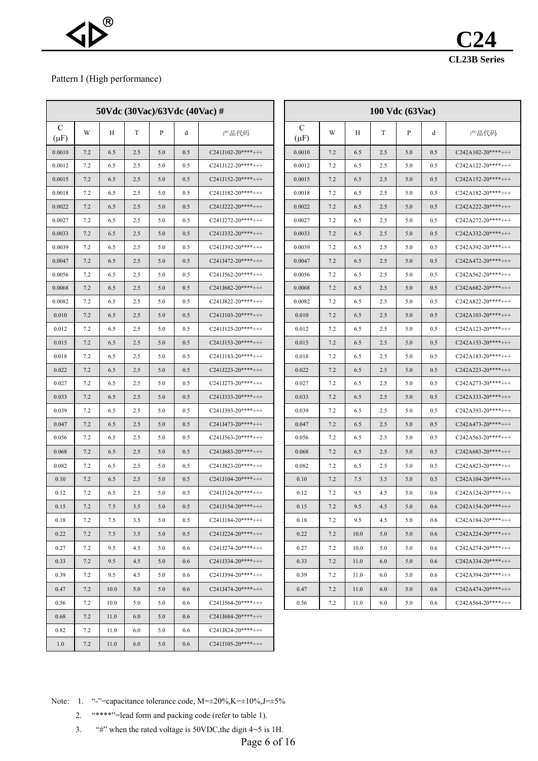Pattern I (High performance)

| 50Vdc (30Vac)/63Vdc (40Vac) # | | | | | | |
|---|---|---|---|---|---|---|
| C (μF) | W | H | T | P | d | 产品代码 |
| 0.0010 | 7.2 | 6.5 | 2.5 | 5.0 | 0.5 | C241J102-20****+++ |
| 0.0012 | 7.2 | 6.5 | 2.5 | 5.0 | 0.5 | C241J122-20****+++ |
| 0.0015 | 7.2 | 6.5 | 2.5 | 5.0 | 0.5 | C241J152-20****+++ |
| 0.0018 | 7.2 | 6.5 | 2.5 | 5.0 | 0.5 | C241J182-20****+++ |
| 0.0022 | 7.2 | 6.5 | 2.5 | 5.0 | 0.5 | C241J222-20****+++ |
| 0.0027 | 7.2 | 6.5 | 2.5 | 5.0 | 0.5 | C241J272-20****+++ |
| 0.0033 | 7.2 | 6.5 | 2.5 | 5.0 | 0.5 | C241J332-20****+++ |
| 0.0039 | 7.2 | 6.5 | 2.5 | 5.0 | 0.5 | C241J392-20****+++ |
| 0.0047 | 7.2 | 6.5 | 2.5 | 5.0 | 0.5 | C241J472-20****+++ |
| 0.0056 | 7.2 | 6.5 | 2.5 | 5.0 | 0.5 | C241J562-20****+++ |
| 0.0068 | 7.2 | 6.5 | 2.5 | 5.0 | 0.5 | C241J682-20****+++ |
| 0.0082 | 7.2 | 6.5 | 2.5 | 5.0 | 0.5 | C241J822-20****+++ |
| 0.010 | 7.2 | 6.5 | 2.5 | 5.0 | 0.5 | C241J103-20****+++ |
| 0.012 | 7.2 | 6.5 | 2.5 | 5.0 | 0.5 | C241J123-20****+++ |
| 0.015 | 7.2 | 6.5 | 2.5 | 5.0 | 0.5 | C241J153-20****+++ |
| 0.018 | 7.2 | 6.5 | 2.5 | 5.0 | 0.5 | C241J183-20****+++ |
| 0.022 | 7.2 | 6.5 | 2.5 | 5.0 | 0.5 | C241J223-20****+++ |
| 0.027 | 7.2 | 6.5 | 2.5 | 5.0 | 0.5 | C241J273-20****+++ |
| 0.033 | 7.2 | 6.5 | 2.5 | 5.0 | 0.5 | C241J333-20****+++ |
| 0.039 | 7.2 | 6.5 | 2.5 | 5.0 | 0.5 | C241J393-20****+++ |
| 0.047 | 7.2 | 6.5 | 2.5 | 5.0 | 0.5 | C241J473-20****+++ |
| 0.056 | 7.2 | 6.5 | 2.5 | 5.0 | 0.5 | C241J563-20****+++ |
| 0.068 | 7.2 | 6.5 | 2.5 | 5.0 | 0.5 | C241J683-20****+++ |
| 0.082 | 7.2 | 6.5 | 2.5 | 5.0 | 0.5 | C241J823-20****+++ |
| 0.10 | 7.2 | 6.5 | 2.5 | 5.0 | 0.5 | C241J104-20****+++ |
| 0.12 | 7.2 | 6.5 | 2.5 | 5.0 | 0.5 | C241J124-20****+++ |
| 0.15 | 7.2 | 7.5 | 3.5 | 5.0 | 0.5 | C241J154-20****+++ |
| 0.18 | 7.2 | 7.5 | 3.5 | 5.0 | 0.5 | C241J184-20****+++ |
| 0.22 | 7.2 | 7.5 | 3.5 | 5.0 | 0.5 | C241J224-20****+++ |
| 0.27 | 7.2 | 9.5 | 4.5 | 5.0 | 0.6 | C241J274-20****+++ |
| 0.33 | 7.2 | 9.5 | 4.5 | 5.0 | 0.6 | C241J334-20****+++ |
| 0.39 | 7.2 | 9.5 | 4.5 | 5.0 | 0.6 | C241J394-20****+++ |
| 0.47 | 7.2 | 10.0 | 5.0 | 5.0 | 0.6 | C241J474-20****+++ |
| 0.56 | 7.2 | 10.0 | 5.0 | 5.0 | 0.6 | C241J564-20****+++ |
| 0.68 | 7.2 | 11.0 | 6.0 | 5.0 | 0.6 | C241J684-20****+++ |
| 0.82 | 7.2 | 11.0 | 6.0 | 5.0 | 0.6 | C241J824-20****+++ |
| 1.0 | 7.2 | 11.0 | 6.0 | 5.0 | 0.6 | C241J105-20****+++ |

| 100 Vdc (63Vac) | | | | | | |
|---|---|---|---|---|---|---|
| C (μF) | W | H | T | P | d | 产品代码 |
| 0.0010 | 7.2 | 6.5 | 2.5 | 5.0 | 0.5 | C242A102-20****+++ |
| 0.0012 | 7.2 | 6.5 | 2.5 | 5.0 | 0.5 | C242A122-20****+++ |
| 0.0015 | 7.2 | 6.5 | 2.5 | 5.0 | 0.5 | C242A152-20****+++ |
| 0.0018 | 7.2 | 6.5 | 2.5 | 5.0 | 0.5 | C242A182-20****+++ |
| 0.0022 | 7.2 | 6.5 | 2.5 | 5.0 | 0.5 | C242A222-20****+++ |
| 0.0027 | 7.2 | 6.5 | 2.5 | 5.0 | 0.5 | C242A272-20****+++ |
| 0.0033 | 7.2 | 6.5 | 2.5 | 5.0 | 0.5 | C242A332-20****+++ |
| 0.0039 | 7.2 | 6.5 | 2.5 | 5.0 | 0.5 | C242A392-20****+++ |
| 0.0047 | 7.2 | 6.5 | 2.5 | 5.0 | 0.5 | C242A472-20****+++ |
| 0.0056 | 7.2 | 6.5 | 2.5 | 5.0 | 0.5 | C242A562-20****+++ |
| 0.0068 | 7.2 | 6.5 | 2.5 | 5.0 | 0.5 | C242A682-20****+++ |
| 0.0082 | 7.2 | 6.5 | 2.5 | 5.0 | 0.5 | C242A822-20****+++ |
| 0.010 | 7.2 | 6.5 | 2.5 | 5.0 | 0.5 | C242A103-20****+++ |
| 0.012 | 7.2 | 6.5 | 2.5 | 5.0 | 0.5 | C242A123-20****+++ |
| 0.015 | 7.2 | 6.5 | 2.5 | 5.0 | 0.5 | C242A153-20****+++ |
| 0.018 | 7.2 | 6.5 | 2.5 | 5.0 | 0.5 | C242A183-20****+++ |
| 0.022 | 7.2 | 6.5 | 2.5 | 5.0 | 0.5 | C242A223-20****+++ |
| 0.027 | 7.2 | 6.5 | 2.5 | 5.0 | 0.5 | C242A273-20****+++ |
| 0.033 | 7.2 | 6.5 | 2.5 | 5.0 | 0.5 | C242A333-20****+++ |
| 0.039 | 7.2 | 6.5 | 2.5 | 5.0 | 0.5 | C242A393-20****+++ |
| 0.047 | 7.2 | 6.5 | 2.5 | 5.0 | 0.5 | C242A473-20****+++ |
| 0.056 | 7.2 | 6.5 | 2.5 | 5.0 | 0.5 | C242A563-20****+++ |
| 0.068 | 7.2 | 6.5 | 2.5 | 5.0 | 0.5 | C242A683-20****+++ |
| 0.082 | 7.2 | 6.5 | 2.5 | 5.0 | 0.5 | C242A823-20****+++ |
| 0.10 | 7.2 | 7.5 | 3.5 | 5.0 | 0.5 | C242A104-20****+++ |
| 0.12 | 7.2 | 9.5 | 4.5 | 5.0 | 0.6 | C242A124-20****+++ |
| 0.15 | 7.2 | 9.5 | 4.5 | 5.0 | 0.6 | C242A154-20****+++ |
| 0.18 | 7.2 | 9.5 | 4.5 | 5.0 | 0.6 | C242A184-20****+++ |
| 0.22 | 7.2 | 10.0 | 5.0 | 5.0 | 0.6 | C242A224-20****+++ |
| 0.27 | 7.2 | 10.0 | 5.0 | 5.0 | 0.6 | C242A274-20****+++ |
| 0.33 | 7.2 | 11.0 | 6.0 | 5.0 | 0.6 | C242A334-20****+++ |
| 0.39 | 7.2 | 11.0 | 6.0 | 5.0 | 0.6 | C242A394-20****+++ |
| 0.47 | 7.2 | 11.0 | 6.0 | 5.0 | 0.6 | C242A474-20****+++ |
| 0.56 | 7.2 | 11.0 | 6.0 | 5.0 | 0.6 | C242A564-20****+++ |

Note:
1. "-"=capacitance tolerance code, M=±20%,K=±10%,J=±5%
2. "****"=lead form and packing code (refer to table 1).
3. "#" when the rated voltage is 50VDC,the digit 4~5 is 1H.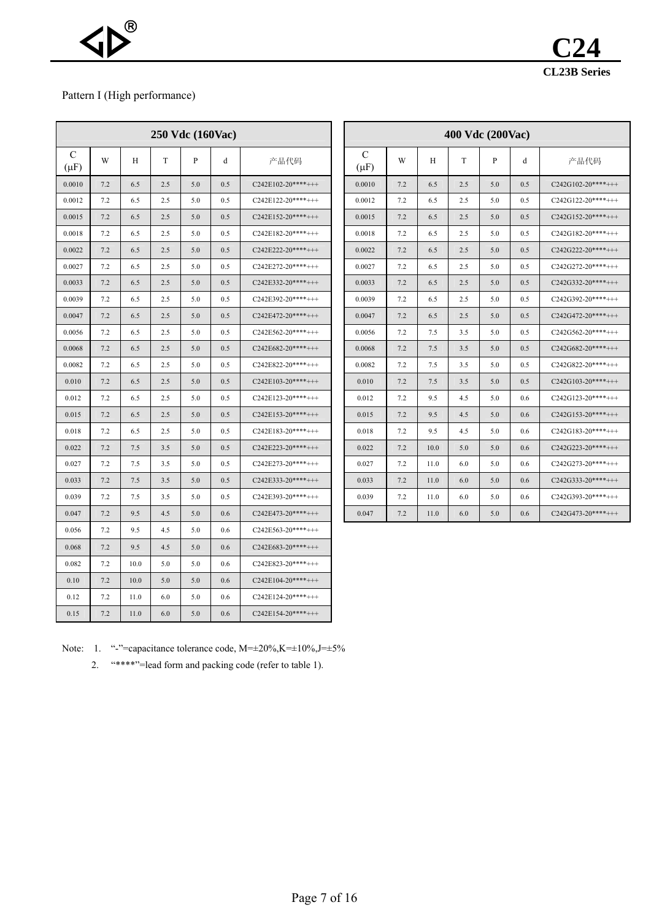Pattern I (High performance)

| 250 Vdc (160Vac) | | | | | | |
|---|---|---|---|---|---|---|
| C (μF) | W | H | T | P | d | 产品代码 |
| 0.0010 | 7.2 | 6.5 | 2.5 | 5.0 | 0.5 | C242E102-20****+++ |
| 0.0012 | 7.2 | 6.5 | 2.5 | 5.0 | 0.5 | C242E122-20****+++ |
| 0.0015 | 7.2 | 6.5 | 2.5 | 5.0 | 0.5 | C242E152-20****+++ |
| 0.0018 | 7.2 | 6.5 | 2.5 | 5.0 | 0.5 | C242E182-20****+++ |
| 0.0022 | 7.2 | 6.5 | 2.5 | 5.0 | 0.5 | C242E222-20****+++ |
| 0.0027 | 7.2 | 6.5 | 2.5 | 5.0 | 0.5 | C242E272-20****+++ |
| 0.0033 | 7.2 | 6.5 | 2.5 | 5.0 | 0.5 | C242E332-20****+++ |
| 0.0039 | 7.2 | 6.5 | 2.5 | 5.0 | 0.5 | C242E392-20****+++ |
| 0.0047 | 7.2 | 6.5 | 2.5 | 5.0 | 0.5 | C242E472-20****+++ |
| 0.0056 | 7.2 | 6.5 | 2.5 | 5.0 | 0.5 | C242E562-20****+++ |
| 0.0068 | 7.2 | 6.5 | 2.5 | 5.0 | 0.5 | C242E682-20****+++ |
| 0.0082 | 7.2 | 6.5 | 2.5 | 5.0 | 0.5 | C242E822-20****+++ |
| 0.010 | 7.2 | 6.5 | 2.5 | 5.0 | 0.5 | C242E103-20****+++ |
| 0.012 | 7.2 | 6.5 | 2.5 | 5.0 | 0.5 | C242E123-20****+++ |
| 0.015 | 7.2 | 6.5 | 2.5 | 5.0 | 0.5 | C242E153-20****+++ |
| 0.018 | 7.2 | 6.5 | 2.5 | 5.0 | 0.5 | C242E183-20****+++ |
| 0.022 | 7.2 | 7.5 | 3.5 | 5.0 | 0.5 | C242E223-20****+++ |
| 0.027 | 7.2 | 7.5 | 3.5 | 5.0 | 0.5 | C242E273-20****+++ |
| 0.033 | 7.2 | 7.5 | 3.5 | 5.0 | 0.5 | C242E333-20****+++ |
| 0.039 | 7.2 | 7.5 | 3.5 | 5.0 | 0.5 | C242E393-20****+++ |
| 0.047 | 7.2 | 9.5 | 4.5 | 5.0 | 0.6 | C242E473-20****+++ |
| 0.056 | 7.2 | 9.5 | 4.5 | 5.0 | 0.6 | C242E563-20****+++ |
| 0.068 | 7.2 | 9.5 | 4.5 | 5.0 | 0.6 | C242E683-20****+++ |
| 0.082 | 7.2 | 10.0 | 5.0 | 5.0 | 0.6 | C242E823-20****+++ |
| 0.10 | 7.2 | 10.0 | 5.0 | 5.0 | 0.6 | C242E104-20****+++ |
| 0.12 | 7.2 | 11.0 | 6.0 | 5.0 | 0.6 | C242E124-20****+++ |
| 0.15 | 7.2 | 11.0 | 6.0 | 5.0 | 0.6 | C242E154-20****+++ |

| 400 Vdc (200Vac) | | | | | | |
|---|---|---|---|---|---|---|
| C (μF) | W | H | T | P | d | 产品代码 |
| 0.0010 | 7.2 | 6.5 | 2.5 | 5.0 | 0.5 | C242G102-20****+++ |
| 0.0012 | 7.2 | 6.5 | 2.5 | 5.0 | 0.5 | C242G122-20****+++ |
| 0.0015 | 7.2 | 6.5 | 2.5 | 5.0 | 0.5 | C242G152-20****+++ |
| 0.0018 | 7.2 | 6.5 | 2.5 | 5.0 | 0.5 | C242G182-20****+++ |
| 0.0022 | 7.2 | 6.5 | 2.5 | 5.0 | 0.5 | C242G222-20****+++ |
| 0.0027 | 7.2 | 6.5 | 2.5 | 5.0 | 0.5 | C242G272-20****+++ |
| 0.0033 | 7.2 | 6.5 | 2.5 | 5.0 | 0.5 | C242G332-20****+++ |
| 0.0039 | 7.2 | 6.5 | 2.5 | 5.0 | 0.5 | C242G392-20****+++ |
| 0.0047 | 7.2 | 6.5 | 2.5 | 5.0 | 0.5 | C242G472-20****+++ |
| 0.0056 | 7.2 | 7.5 | 3.5 | 5.0 | 0.5 | C242G562-20****+++ |
| 0.0068 | 7.2 | 7.5 | 3.5 | 5.0 | 0.5 | C242G682-20****+++ |
| 0.0082 | 7.2 | 7.5 | 3.5 | 5.0 | 0.5 | C242G822-20****+++ |
| 0.010 | 7.2 | 7.5 | 3.5 | 5.0 | 0.5 | C242G103-20****+++ |
| 0.012 | 7.2 | 9.5 | 4.5 | 5.0 | 0.6 | C242G123-20****+++ |
| 0.015 | 7.2 | 9.5 | 4.5 | 5.0 | 0.6 | C242G153-20****+++ |
| 0.018 | 7.2 | 9.5 | 4.5 | 5.0 | 0.6 | C242G183-20****+++ |
| 0.022 | 7.2 | 10.0 | 5.0 | 5.0 | 0.6 | C242G223-20****+++ |
| 0.027 | 7.2 | 11.0 | 6.0 | 5.0 | 0.6 | C242G273-20****+++ |
| 0.033 | 7.2 | 11.0 | 6.0 | 5.0 | 0.6 | C242G333-20****+++ |
| 0.039 | 7.2 | 11.0 | 6.0 | 5.0 | 0.6 | C242G393-20****+++ |
| 0.047 | 7.2 | 11.0 | 6.0 | 5.0 | 0.6 | C242G473-20****+++ |

Note: 1. "-"=capacitance tolerance code, M=±20%,K=±10%,J=±5%

2. "****"=lead form and packing code (refer to table 1).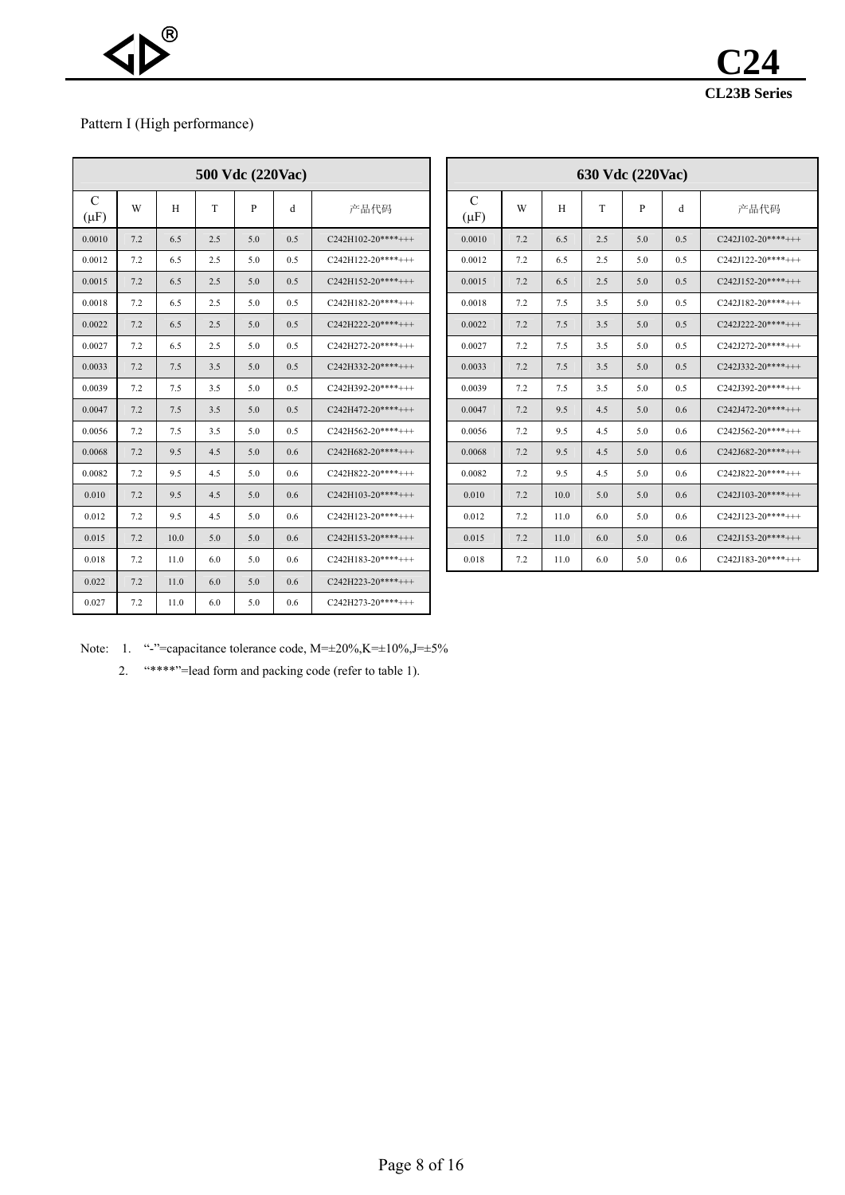Pattern I (High performance)

| 500 Vdc (220Vac) | | | | | | |
|---|---|---|---|---|---|---|
| C (μF) | W | H | T | P | d | 产品代码 |
| 0.0010 | 7.2 | 6.5 | 2.5 | 5.0 | 0.5 | C242H102-20****+++ |
| 0.0012 | 7.2 | 6.5 | 2.5 | 5.0 | 0.5 | C242H122-20****+++ |
| 0.0015 | 7.2 | 6.5 | 2.5 | 5.0 | 0.5 | C242H152-20****+++ |
| 0.0018 | 7.2 | 6.5 | 2.5 | 5.0 | 0.5 | C242H182-20****+++ |
| 0.0022 | 7.2 | 6.5 | 2.5 | 5.0 | 0.5 | C242H222-20****+++ |
| 0.0027 | 7.2 | 6.5 | 2.5 | 5.0 | 0.5 | C242H272-20****+++ |
| 0.0033 | 7.2 | 7.5 | 3.5 | 5.0 | 0.5 | C242H332-20****+++ |
| 0.0039 | 7.2 | 7.5 | 3.5 | 5.0 | 0.5 | C242H392-20****+++ |
| 0.0047 | 7.2 | 7.5 | 3.5 | 5.0 | 0.5 | C242H472-20****+++ |
| 0.0056 | 7.2 | 7.5 | 3.5 | 5.0 | 0.5 | C242H562-20****+++ |
| 0.0068 | 7.2 | 9.5 | 4.5 | 5.0 | 0.6 | C242H682-20****+++ |
| 0.0082 | 7.2 | 9.5 | 4.5 | 5.0 | 0.6 | C242H822-20****+++ |
| 0.010 | 7.2 | 9.5 | 4.5 | 5.0 | 0.6 | C242H103-20****+++ |
| 0.012 | 7.2 | 9.5 | 4.5 | 5.0 | 0.6 | C242H123-20****+++ |
| 0.015 | 7.2 | 10.0 | 5.0 | 5.0 | 0.6 | C242H153-20****+++ |
| 0.018 | 7.2 | 11.0 | 6.0 | 5.0 | 0.6 | C242H183-20****+++ |
| 0.022 | 7.2 | 11.0 | 6.0 | 5.0 | 0.6 | C242H223-20****+++ |
| 0.027 | 7.2 | 11.0 | 6.0 | 5.0 | 0.6 | C242H273-20****+++ |

| 630 Vdc (220Vac) | | | | | | |
|---|---|---|---|---|---|---|
| C (μF) | W | H | T | P | d | 产品代码 |
| 0.0010 | 7.2 | 6.5 | 2.5 | 5.0 | 0.5 | C242J102-20****+++ |
| 0.0012 | 7.2 | 6.5 | 2.5 | 5.0 | 0.5 | C242J122-20****+++ |
| 0.0015 | 7.2 | 6.5 | 2.5 | 5.0 | 0.5 | C242J152-20****+++ |
| 0.0018 | 7.2 | 7.5 | 3.5 | 5.0 | 0.5 | C242J182-20****+++ |
| 0.0022 | 7.2 | 7.5 | 3.5 | 5.0 | 0.5 | C242J222-20****+++ |
| 0.0027 | 7.2 | 7.5 | 3.5 | 5.0 | 0.5 | C242J272-20****+++ |
| 0.0033 | 7.2 | 7.5 | 3.5 | 5.0 | 0.5 | C242J332-20****+++ |
| 0.0039 | 7.2 | 7.5 | 3.5 | 5.0 | 0.5 | C242J392-20****+++ |
| 0.0047 | 7.2 | 9.5 | 4.5 | 5.0 | 0.6 | C242J472-20****+++ |
| 0.0056 | 7.2 | 9.5 | 4.5 | 5.0 | 0.6 | C242J562-20****+++ |
| 0.0068 | 7.2 | 9.5 | 4.5 | 5.0 | 0.6 | C242J682-20****+++ |
| 0.0082 | 7.2 | 9.5 | 4.5 | 5.0 | 0.6 | C242J822-20****+++ |
| 0.010 | 7.2 | 10.0 | 5.0 | 5.0 | 0.6 | C242J103-20****+++ |
| 0.012 | 7.2 | 11.0 | 6.0 | 5.0 | 0.6 | C242J123-20****+++ |
| 0.015 | 7.2 | 11.0 | 6.0 | 5.0 | 0.6 | C242J153-20****+++ |
| 0.018 | 7.2 | 11.0 | 6.0 | 5.0 | 0.6 | C242J183-20****+++ |

Note: 1. "-"=capacitance tolerance code, M=±20%,K=±10%,J=±5%

2. "****"=lead form and packing code (refer to table 1).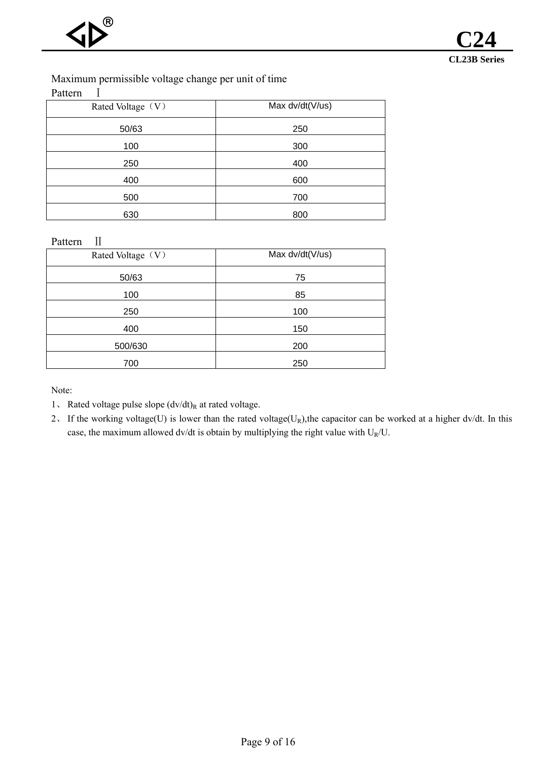Maximum permissible voltage change per unit of time

Pattern Ⅰ

| Rated Voltage（V） | Max dv/dt(V/us) |
|---|---|
| 50/63 | 250 |
| 100 | 300 |
| 250 | 400 |
| 400 | 600 |
| 500 | 700 |
| 630 | 800 |

Pattern Ⅱ

| Rated Voltage（V） | Max dv/dt(V/us) |
|---|---|
| 50/63 | 75 |
| 100 | 85 |
| 250 | 100 |
| 400 | 150 |
| 500/630 | 200 |
| 700 | 250 |

Note:

1、 Rated voltage pulse slope $(dv/dt)_R$ at rated voltage.

2、 If the working voltage(U) is lower than the rated voltage($U_R$),the capacitor can be worked at a higher dv/dt. In this case, the maximum allowed dv/dt is obtain by multiplying the right value with $U_R/U$.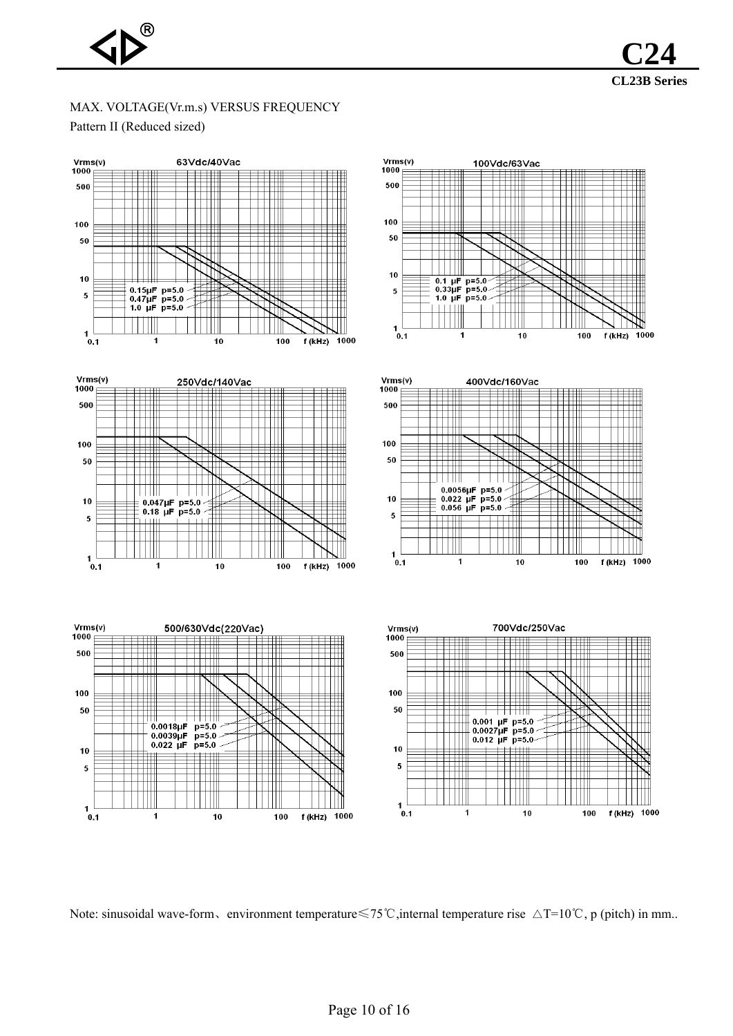MAX. VOLTAGE(Vr.m.s) VERSUS FREQUENCY

Pattern II (Reduced sized)

Vrms(v) 63Vdc/40Vac

0.15μF p=5.0
0.47μF p=5.0
1.0 μF p=5.0

f (kHz)

Vrms(v) 100Vdc/63Vac

0.1 μF p=5.0
0.33μF p=5.0
1.0 μF p=5.0

f (kHz)

Vrms(v) 250Vdc/140Vac

0.047μF p=5.0
0.18 μF p=5.0

f (kHz)

Vrms(v) 400Vdc/160Vac

0.0056μF p=5.0
0.022 μF p=5.0
0.056 μF p=5.0

f (kHz)

Vrms(v) 500/630Vdc(220Vac)

0.0018μF p=5.0
0.0039μF p=5.0
0.022 μF p=5.0

f (kHz)

Vrms(v) 700Vdc/250Vac

0.001 μF p=5.0
0.0027μF p=5.0
0.012 μF p=5.0

f (kHz)

Note: sinusoidal wave-form、environment temperature≤75℃,internal temperature rise △T=10℃, p (pitch) in mm..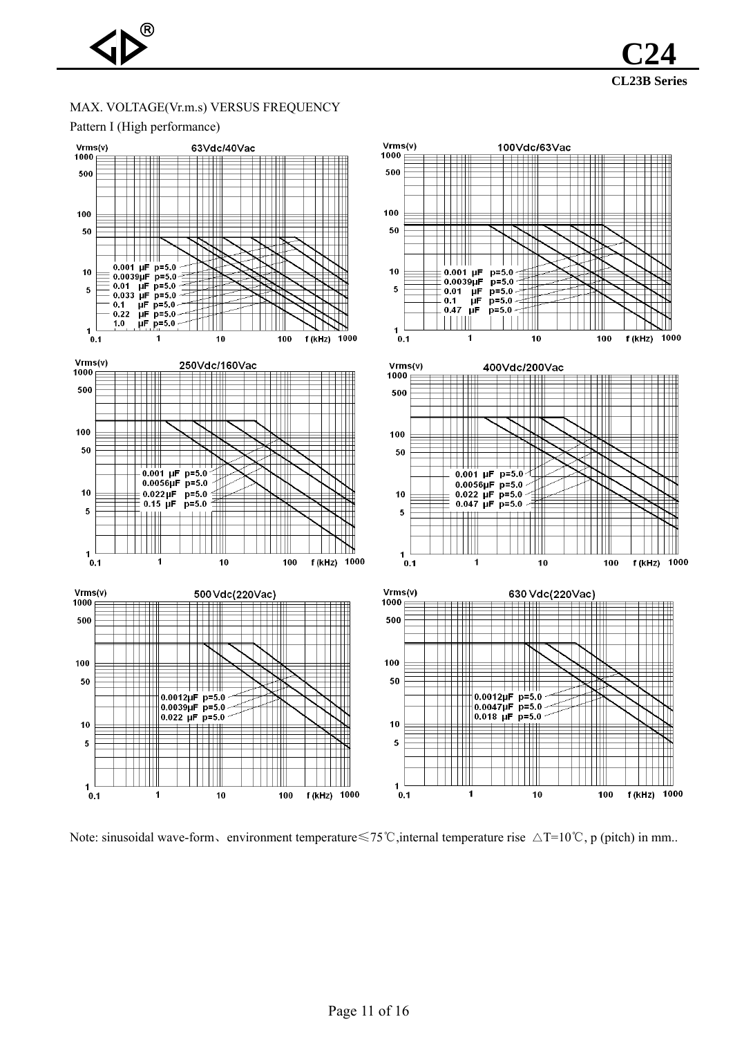MAX. VOLTAGE(Vr.m.s) VERSUS FREQUENCY

Pattern I (High performance)

**63Vdc/40Vac**

Vrms(v)

0.001 μF p=5.0
0.0039μF p=5.0
0.01 μF p=5.0
0.033 μF p=5.0
0.1 μF p=5.0
0.22 μF p=5.0
1.0 μF p=5.0

f (kHz)

**100Vdc/63Vac**

Vrms(v)

0.001 μF p=5.0
0.0039μF p=5.0
0.01 μF p=5.0
0.1 μF p=5.0
0.47 μF p=5.0

f (kHz)

**250Vdc/160Vac**

Vrms(v)

0.001 μF p=5.0
0.0056μF p=5.0
0.022μF p=5.0
0.15 μF p=5.0

f (kHz)

**400Vdc/200Vac**

Vrms(v)

0.001 μF p=5.0
0.0056μF p=5.0
0.022 μF p=5.0
0.047 μF p=5.0

f (kHz)

**500Vdc(220Vac)**

Vrms(v)

0.0012μF p=5.0
0.0039μF p=5.0
0.022 μF p=5.0

f (kHz)

**630 Vdc(220Vac)**

Vrms(v)

0.0012μF p=5.0
0.0047μF p=5.0
0.018 μF p=5.0

f (kHz)

Note: sinusoidal wave-form、environment temperature≤75℃,internal temperature rise △T=10℃, p (pitch) in mm..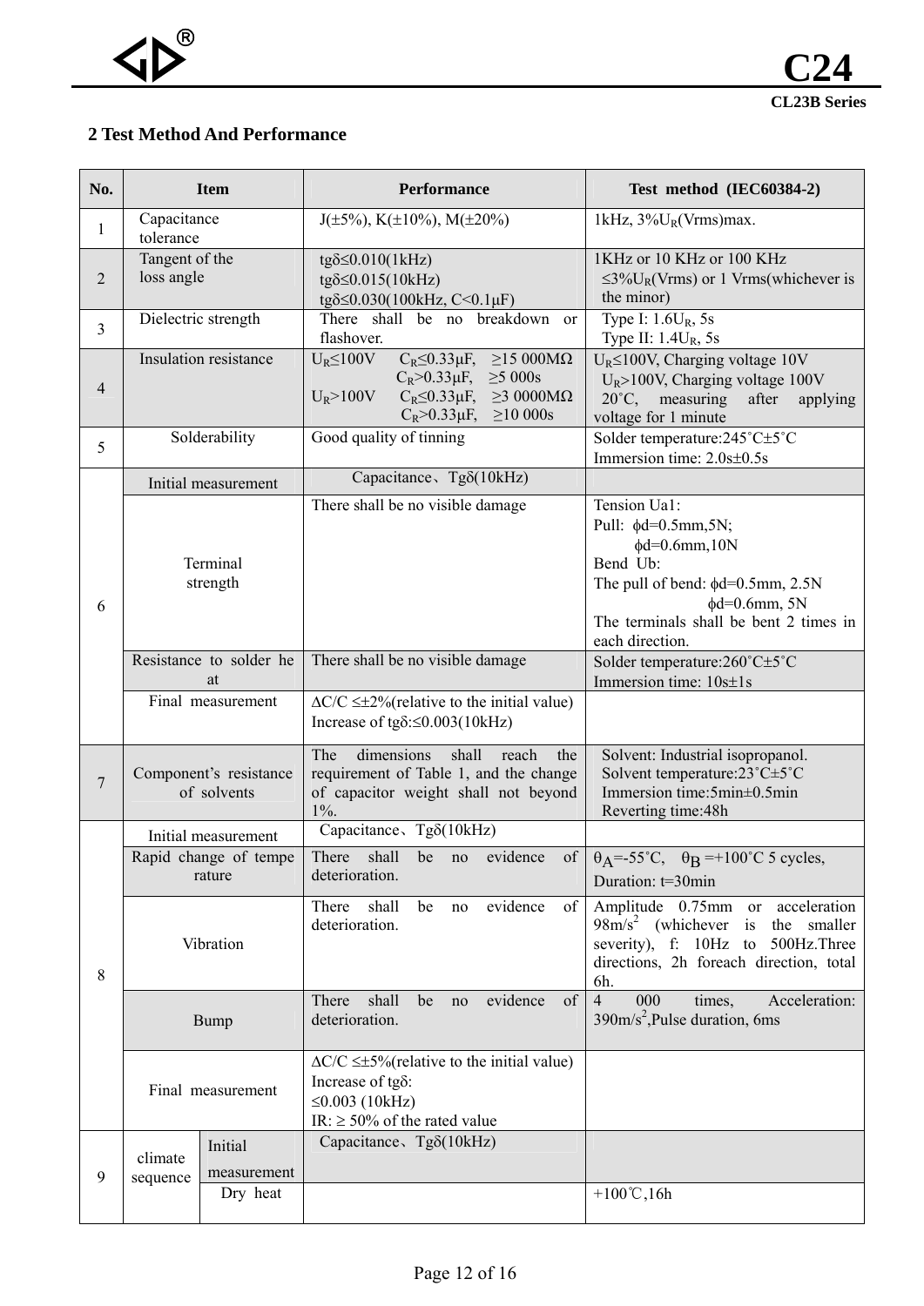## 2 Test Method And Performance

| No. | Item | | Performance | Test method (IEC60384-2) |
|---|---|---|---|---|
| 1 | Capacitance tolerance | | J(±5%), K(±10%), M(±20%) | 1kHz, 3%$U_R$(Vrms)max. |
| 2 | Tangent of the loss angle | | tgδ≤0.010(1kHz)<br>tgδ≤0.015(10kHz)<br>tgδ≤0.030(100kHz, C<0.1μF) | 1KHz or 10 KHz or 100 KHz<br>≤3%$U_R$(Vrms) or 1 Vrms(whichever is the minor) |
| 3 | Dielectric strength | | There shall be no breakdown or flashover. | Type I: 1.6$U_R$, 5s<br>Type II: 1.4$U_R$, 5s |
| 4 | Insulation resistance | | $U_R$≤100V $C_R$≤0.33μF, ≥15 000MΩ<br>$C_R$>0.33μF, ≥5 000s<br>$U_R$>100V $C_R$≤0.33μF, ≥3 0000MΩ<br>$C_R$>0.33μF, ≥10 000s | $U_R$≤100V, Charging voltage 10V<br>$U_R$>100V, Charging voltage 100V<br>20˚C, measuring after applying voltage for 1 minute |
| 5 | Solderability | | Good quality of tinning | Solder temperature:245˚C±5˚C<br>Immersion time: 2.0s±0.5s |
| 6 | Initial measurement | | Capacitance、Tgδ(10kHz) | |
| | Terminal strength | | There shall be no visible damage | Tension Ua1:<br>Pull: ϕd=0.5mm,5N;<br>ϕd=0.6mm,10N<br>Bend Ub:<br>The pull of bend: ϕd=0.5mm, 2.5N<br>ϕd=0.6mm, 5N<br>The terminals shall be bent 2 times in each direction. |
| | Resistance to solder heat | | There shall be no visible damage | Solder temperature:260˚C±5˚C<br>Immersion time: 10s±1s |
| | Final measurement | | ΔC/C ≤±2%(relative to the initial value)<br>Increase of tgδ:≤0.003(10kHz) | |
| 7 | Component's resistance of solvents | | The dimensions shall reach the requirement of Table 1, and the change of capacitor weight shall not beyond 1%. | Solvent: Industrial isopropanol.<br>Solvent temperature:23˚C±5˚C<br>Immersion time:5min±0.5min<br>Reverting time:48h |
| 8 | Initial measurement | | Capacitance、Tgδ(10kHz) | |
| | Rapid change of temperature | | There shall be no evidence of deterioration. | $\theta_A$=-55˚C, $\theta_B$ =+100˚C 5 cycles,<br>Duration: t=30min |
| | Vibration | | There shall be no evidence of deterioration. | Amplitude 0.75mm or acceleration 98m/s$^2$ (whichever is the smaller severity), f: 10Hz to 500Hz.Three directions, 2h foreach direction, total 6h. |
| | Bump | | There shall be no evidence of deterioration. | 4 000 times, Acceleration: 390m/s$^2$,Pulse duration, 6ms |
| | Final measurement | | ΔC/C ≤±5%(relative to the initial value)<br>Increase of tgδ:<br>≤0.003 (10kHz)<br>IR: ≥ 50% of the rated value | |
| 9 | climate sequence | Initial measurement | Capacitance、Tgδ(10kHz) | |
| | | Dry heat | | +100℃,16h |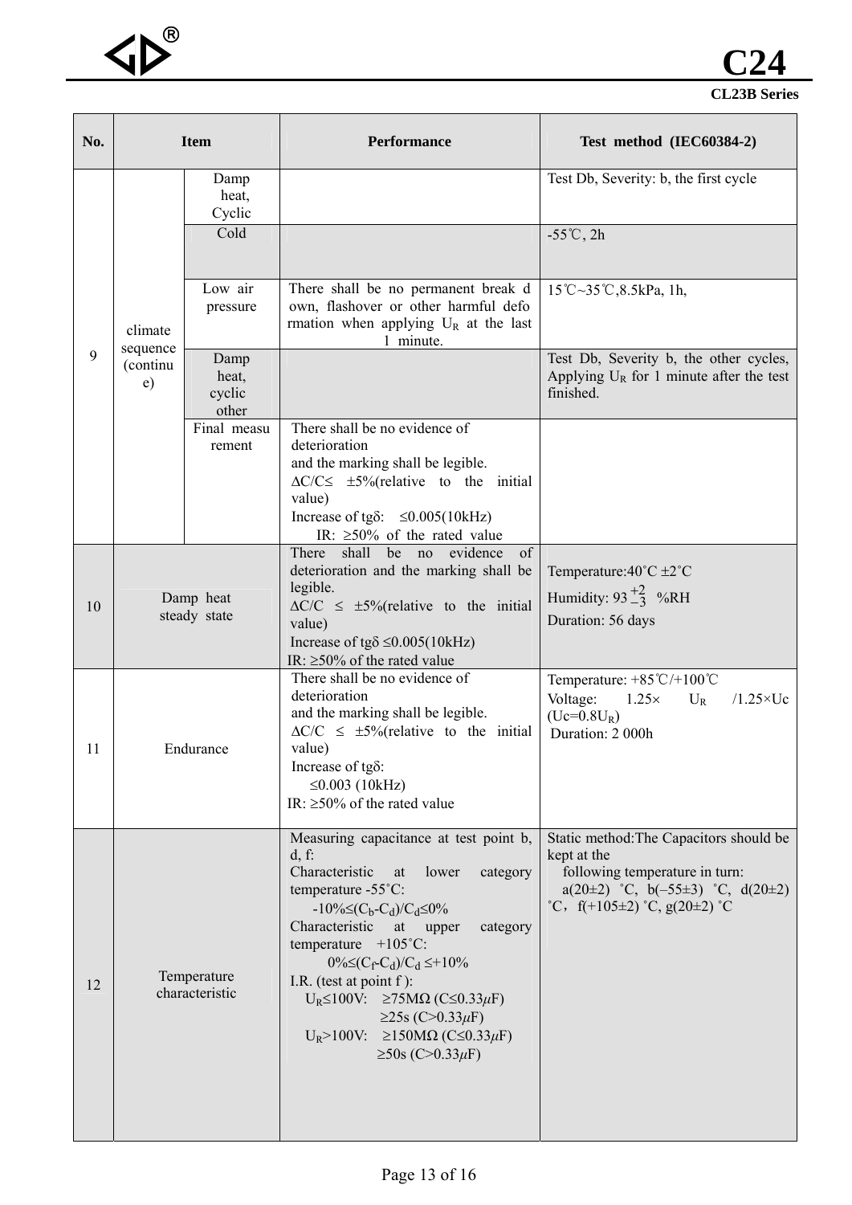| No. | Item | | Performance | Test method (IEC60384-2) |
| --- | --- | --- | --- | --- |
| 9 | climate sequence (continue) | Damp heat, Cyclic | | Test Db, Severity: b, the first cycle |
| | | Cold | | -55℃, 2h |
| | | Low air pressure | There shall be no permanent break down, flashover or other harmful deformation when applying $U_R$ at the last 1 minute. | 15℃~35℃,8.5kPa, 1h, |
| | | Damp heat, cyclic other | | Test Db, Severity b, the other cycles, Applying $U_R$ for 1 minute after the test finished. |
| | | Final measurement | There shall be no evidence of deterioration and the marking shall be legible.<br>ΔC/C≤ ±5%(relative to the initial value)<br>Increase of tgδ: ≤0.005(10kHz)<br>IR: ≥50% of the rated value | |
| 10 | Damp heat steady state | | There shall be no evidence of deterioration and the marking shall be legible.<br>ΔC/C ≤ ±5%(relative to the initial value)<br>Increase of tgδ ≤0.005(10kHz)<br>IR: ≥50% of the rated value | Temperature:40˚C ±2˚C<br>Humidity: $93^{+2}_{-3}$ %RH<br>Duration: 56 days |
| 11 | Endurance | | There shall be no evidence of deterioration and the marking shall be legible.<br>ΔC/C ≤ ±5%(relative to the initial value)<br>Increase of tgδ: ≤0.003 (10kHz)<br>IR: ≥50% of the rated value | Temperature: +85℃/+100℃<br>Voltage: 1.25× $U_R$ /1.25×Uc ($U_c$=0.8$U_R$)<br>Duration: 2 000h |
| 12 | Temperature characteristic | | Measuring capacitance at test point b, d, f:<br>Characteristic at lower category temperature -55˚C:<br>-10%≤($C_b$-$C_d$)/$C_d$≤0%<br>Characteristic at upper category temperature +105˚C:<br>0%≤($C_f$-$C_d$)/$C_d$ ≤+10%<br>I.R. (test at point f ):<br>$U_R$≤100V: ≥75MΩ (C≤0.33μF) ≥25s (C>0.33μF)<br>$U_R$>100V: ≥150MΩ (C≤0.33μF) ≥50s (C>0.33μF) | Static method:The Capacitors should be kept at the following temperature in turn:<br>a(20±2) ˚C, b(–55±3) ˚C, d(20±2) ˚C，f(+105±2) ˚C, g(20±2) ˚C |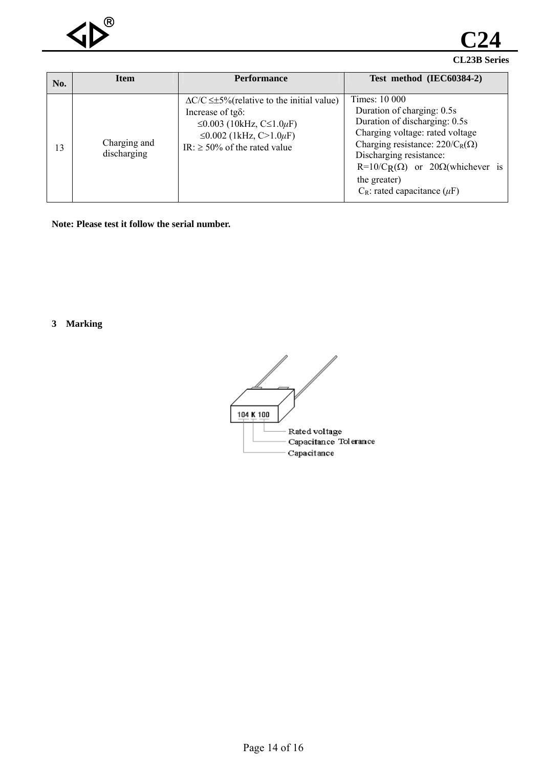| No. | Item | Performance | Test method (IEC60384-2) |
|---|---|---|---|
| 13 | Charging and discharging | $\Delta C/C \leq \pm 5\%$(relative to the initial value)<br>Increase of tgδ:<br>≤0.003 (10kHz, C≤1.0μF)<br>≤0.002 (1kHz, C>1.0μF)<br>IR: ≥ 50% of the rated value | Times: 10 000<br>Duration of charging: 0.5s<br>Duration of discharging: 0.5s<br>Charging voltage: rated voltage<br>Charging resistance: $220/C_R$(Ω)<br>Discharging resistance:<br>$R=10/C_R$(Ω) or 20Ω(whichever is the greater)<br>$C_R$: rated capacitance (μF) |

**Note: Please test it follow the serial number.**

## 3 Marking

104 K 100

- 104 — Capacitance
- K — Capacitance Tolerance
- 100 — Rated voltage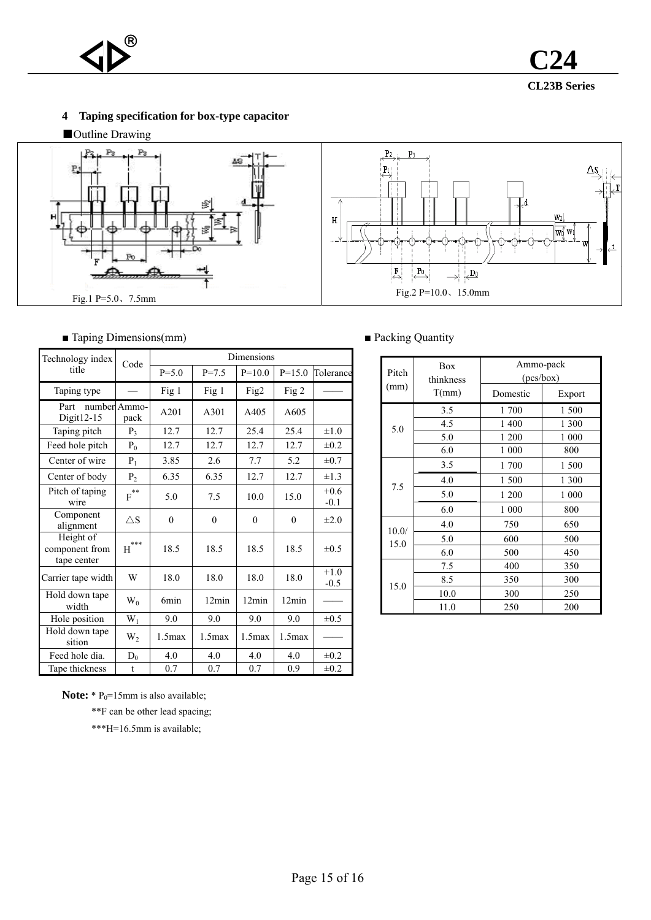## 4 Taping specification for box-type capacitor

■Outline Drawing

Fig.1 P=5.0、7.5mm

Fig.2 P=10.0、15.0mm

■ Taping Dimensions(mm)

| Technology index title | Code | Dimensions | | | | |
|---|---|---|---|---|---|---|
| | | P=5.0 | P=7.5 | P=10.0 | P=15.0 | Tolerance |
| Taping type | — | Fig 1 | Fig 1 | Fig2 | Fig 2 | —— |
| Part number Digit12-15 | Ammo-pack | A201 | A301 | A405 | A605 | |
| Taping pitch | $P_3$ | 12.7 | 12.7 | 25.4 | 25.4 | ±1.0 |
| Feed hole pitch | $P_0$ | 12.7 | 12.7 | 12.7 | 12.7 | ±0.2 |
| Center of wire | $P_1$ | 3.85 | 2.6 | 7.7 | 5.2 | ±0.7 |
| Center of body | $P_2$ | 6.35 | 6.35 | 12.7 | 12.7 | ±1.3 |
| Pitch of taping wire | F** | 5.0 | 7.5 | 10.0 | 15.0 | +0.6 -0.1 |
| Component alignment | △S | 0 | 0 | 0 | 0 | ±2.0 |
| Height of component from tape center | H*** | 18.5 | 18.5 | 18.5 | 18.5 | ±0.5 |
| Carrier tape width | W | 18.0 | 18.0 | 18.0 | 18.0 | +1.0 -0.5 |
| Hold down tape width | $W_0$ | 6min | 12min | 12min | 12min | —— |
| Hole position | $W_1$ | 9.0 | 9.0 | 9.0 | 9.0 | ±0.5 |
| Hold down tape sition | $W_2$ | 1.5max | 1.5max | 1.5max | 1.5max | —— |
| Feed hole dia. | $D_0$ | 4.0 | 4.0 | 4.0 | 4.0 | ±0.2 |
| Tape thickness | t | 0.7 | 0.7 | 0.7 | 0.9 | ±0.2 |

**Note:** * $P_0$=15mm is also available;

**F can be other lead spacing;

***H=16.5mm is available;

■ Packing Quantity

| Pitch (mm) | Box thinkness T(mm) | Ammo-pack (pcs/box) | |
|---|---|---|---|
| | | Domestic | Export |
| 5.0 | 3.5 | 1 700 | 1 500 |
| | 4.5 | 1 400 | 1 300 |
| | 5.0 | 1 200 | 1 000 |
| | 6.0 | 1 000 | 800 |
| 7.5 | 3.5 | 1 700 | 1 500 |
| | 4.0 | 1 500 | 1 300 |
| | 5.0 | 1 200 | 1 000 |
| | 6.0 | 1 000 | 800 |
| 10.0/ 15.0 | 4.0 | 750 | 650 |
| | 5.0 | 600 | 500 |
| | 6.0 | 500 | 450 |
| 15.0 | 7.5 | 400 | 350 |
| | 8.5 | 350 | 300 |
| | 10.0 | 300 | 250 |
| | 11.0 | 250 | 200 |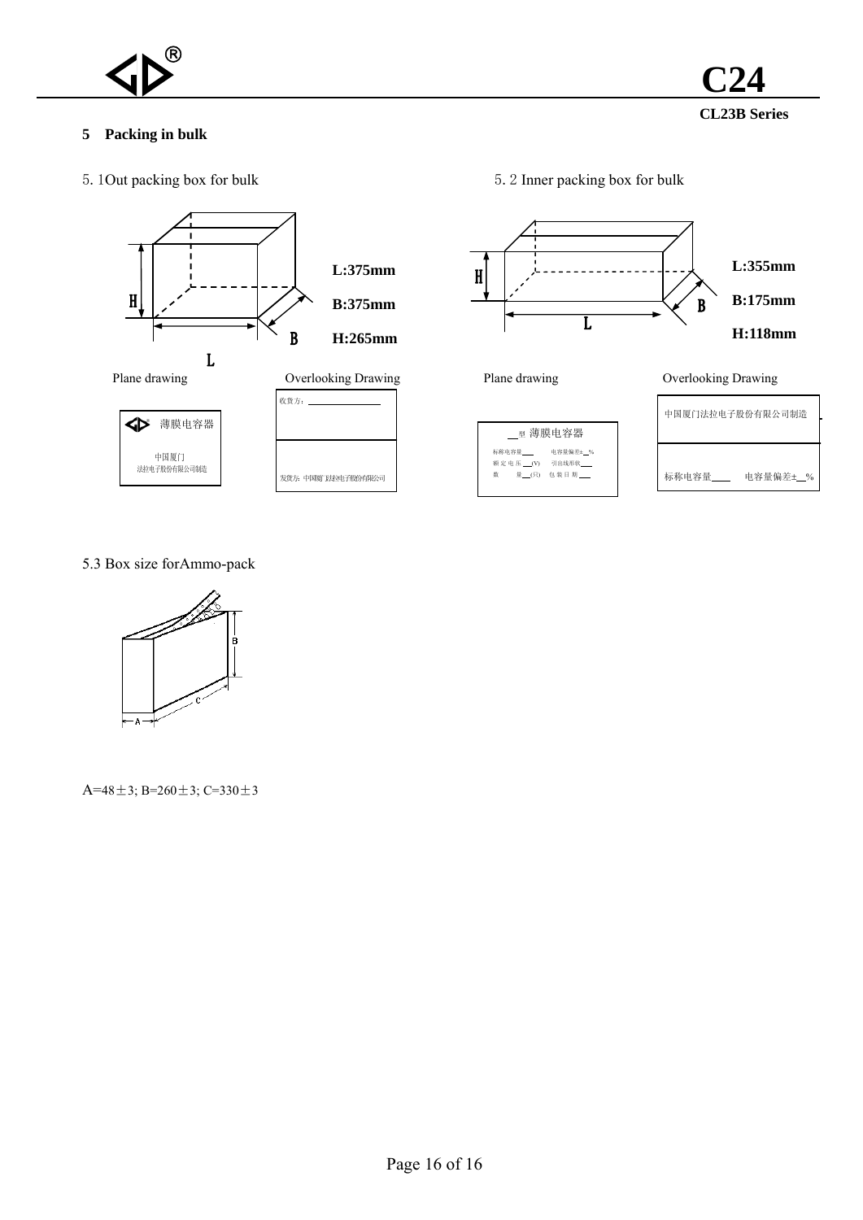## 5 Packing in bulk

5.1 Out packing box for bulk

L:375mm

B:375mm

H:265mm

Plane drawing

Overlooking Drawing

薄膜电容器

中国厦门

法拉电子股份有限公司制造

收货方：

发货方: 中国厦门法拉电子股份有限公司

5.2 Inner packing box for bulk

L:355mm

B:175mm

H:118mm

Plane drawing

Overlooking Drawing

__型 薄膜电容器

标称电容量___ 电容量偏差±__%

额 定 电 压 __(V) 引出线形状___

数 量__(只) 包 装 日 期___

中国厦门法拉电子股份有限公司制造

标称电容量____ 电容量偏差±__%

5.3 Box size for Ammo-pack

A=48±3; B=260±3; C=330±3